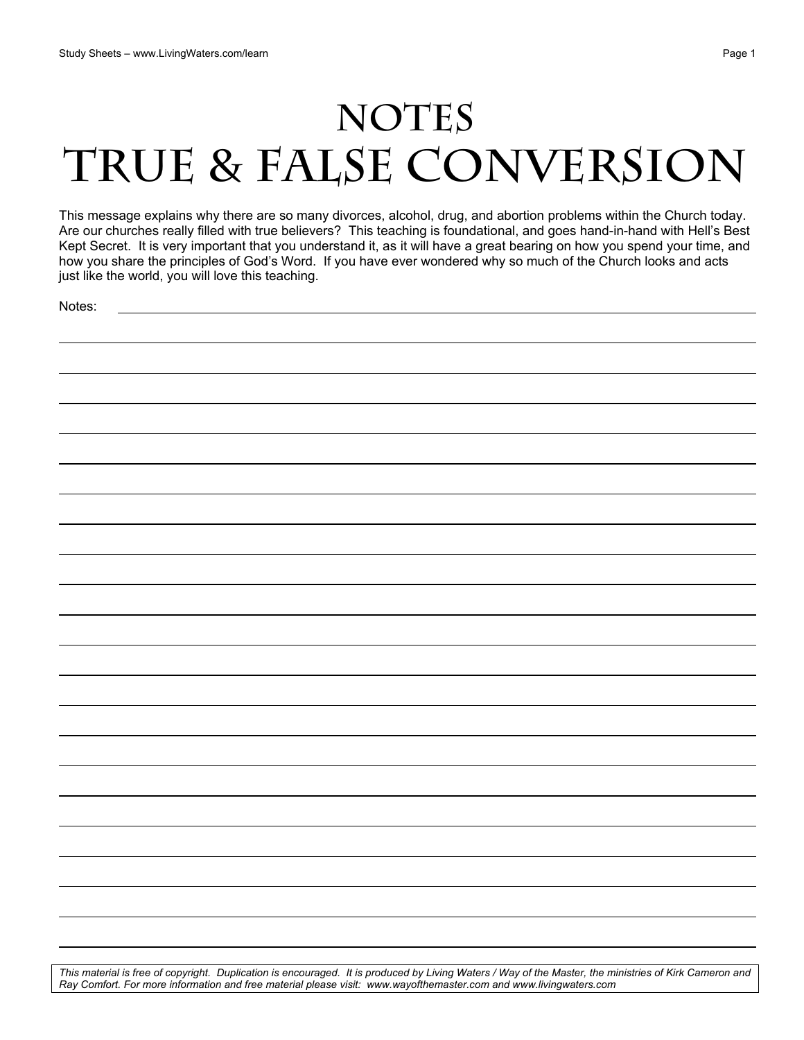# NOTES
# TRUE & FALSE CONVERSION

This message explains why there are so many divorces, alcohol, drug, and abortion problems within the Church today. Are our churches really filled with true believers? This teaching is foundational, and goes hand-in-hand with Hell's Best Kept Secret. It is very important that you understand it, as it will have a great bearing on how you spend your time, and how you share the principles of God's Word. If you have ever wondered why so much of the Church looks and acts just like the world, you will love this teaching.

Notes:

*This material is free of copyright. Duplication is encouraged. It is produced by Living Waters / Way of the Master, the ministries of Kirk Cameron and Ray Comfort. For more information and free material please visit: www.wayofthemaster.com and www.livingwaters.com*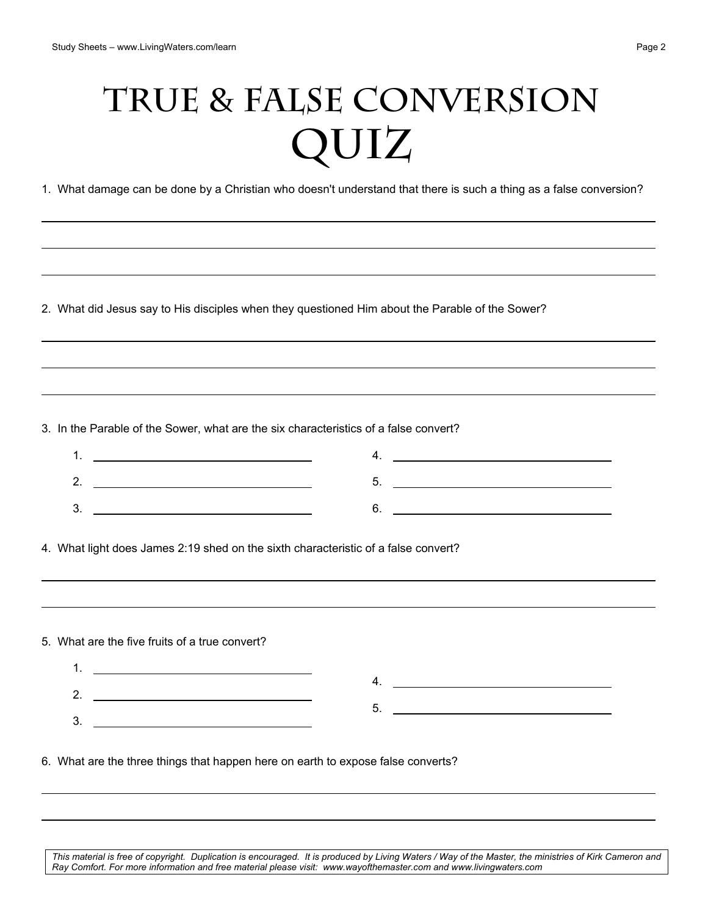# True & False Conversion Quiz

1. What damage can be done by a Christian who doesn't understand that there is such a thing as a false conversion?

2. What did Jesus say to His disciples when they questioned Him about the Parable of the Sower?

3. In the Parable of the Sower, what are the six characteristics of a false convert?

   1. 
   2. 
   3. 
   4. 
   5. 
   6. 

4. What light does James 2:19 shed on the sixth characteristic of a false convert?

5. What are the five fruits of a true convert?

   1. 
   2. 
   3. 
   4. 
   5. 

6. What are the three things that happen here on earth to expose false converts?

*This material is free of copyright. Duplication is encouraged. It is produced by Living Waters / Way of the Master, the ministries of Kirk Cameron and Ray Comfort. For more information and free material please visit: www.wayofthemaster.com and www.livingwaters.com*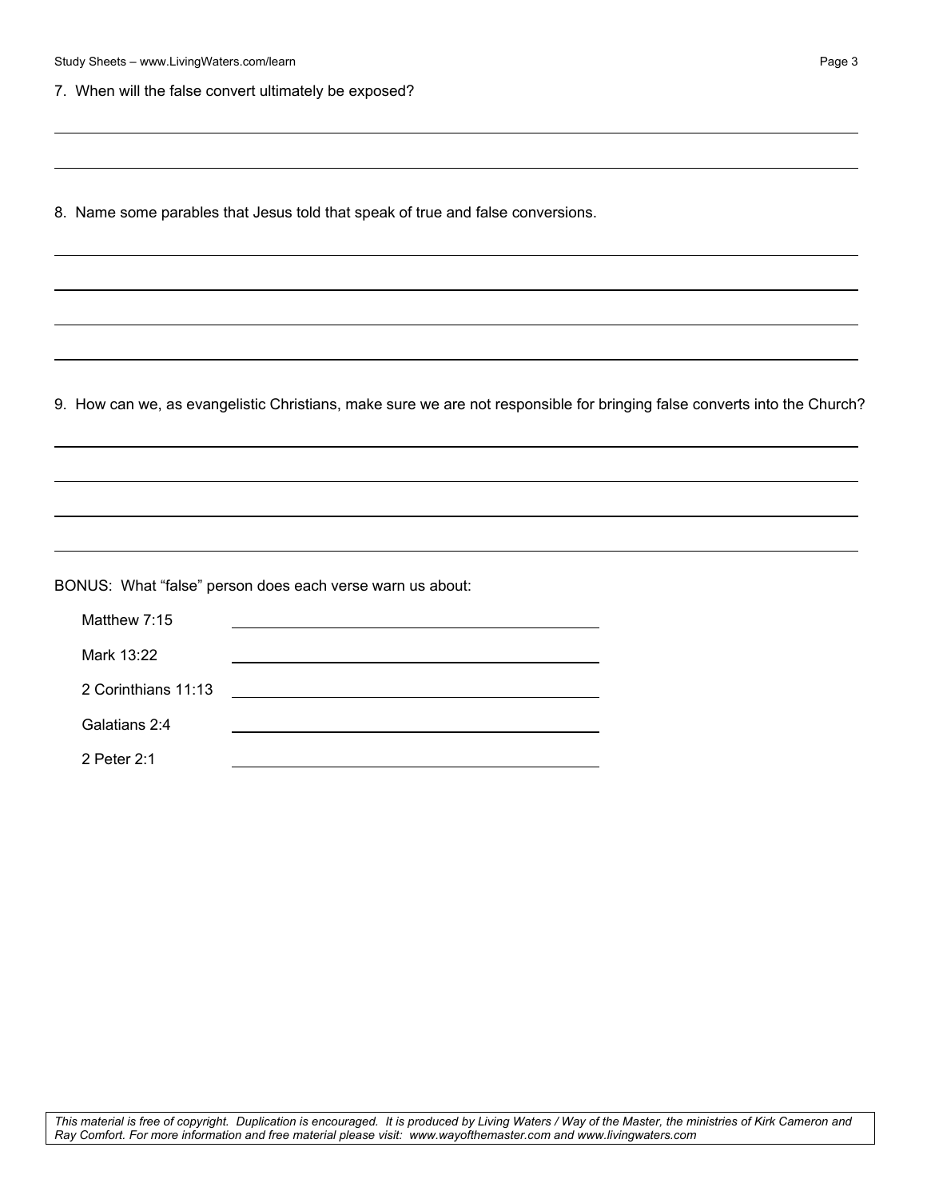7. When will the false convert ultimately be exposed?

8. Name some parables that Jesus told that speak of true and false conversions.

9. How can we, as evangelistic Christians, make sure we are not responsible for bringing false converts into the Church?

BONUS: What "false" person does each verse warn us about:

Matthew 7:15 \_\_\_\_\_\_\_\_\_\_\_\_\_\_\_\_\_\_\_\_

Mark 13:22 \_\_\_\_\_\_\_\_\_\_\_\_\_\_\_\_\_\_\_\_

2 Corinthians 11:13 \_\_\_\_\_\_\_\_\_\_\_\_\_\_\_\_\_\_\_\_

Galatians 2:4 \_\_\_\_\_\_\_\_\_\_\_\_\_\_\_\_\_\_\_\_

2 Peter 2:1 \_\_\_\_\_\_\_\_\_\_\_\_\_\_\_\_\_\_\_\_

*This material is free of copyright. Duplication is encouraged. It is produced by Living Waters / Way of the Master, the ministries of Kirk Cameron and Ray Comfort. For more information and free material please visit: www.wayofthemaster.com and www.livingwaters.com*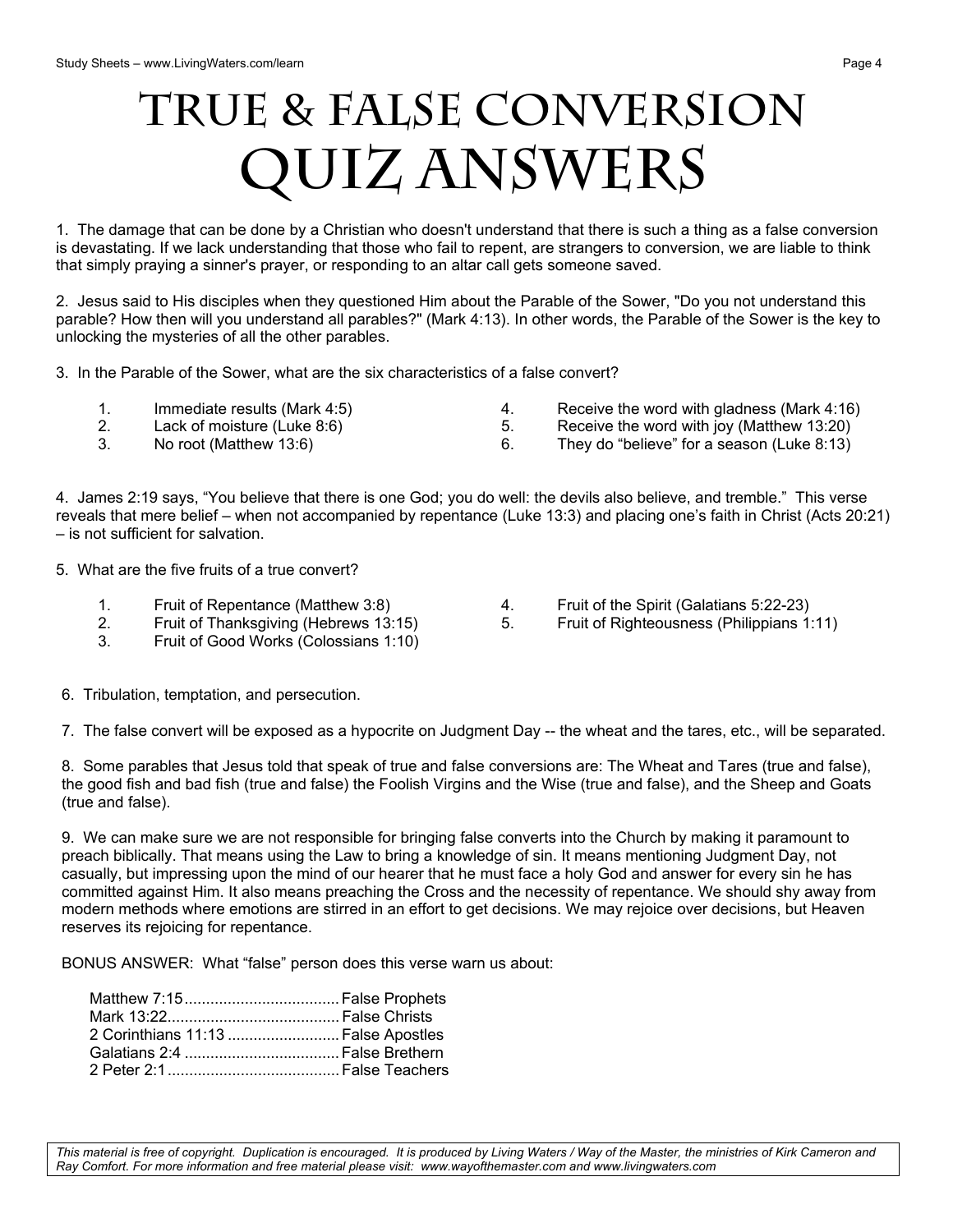// 
# True & False Conversion Quiz Answers

1. The damage that can be done by a Christian who doesn't understand that there is such a thing as a false conversion is devastating. If we lack understanding that those who fail to repent, are strangers to conversion, we are liable to think that simply praying a sinner's prayer, or responding to an altar call gets someone saved.

2. Jesus said to His disciples when they questioned Him about the Parable of the Sower, "Do you not understand this parable? How then will you understand all parables?" (Mark 4:13). In other words, the Parable of the Sower is the key to unlocking the mysteries of all the other parables.

3. In the Parable of the Sower, what are the six characteristics of a false convert?

   1. Immediate results (Mark 4:5)
   2. Lack of moisture (Luke 8:6)
   3. No root (Matthew 13:6)
   4. Receive the word with gladness (Mark 4:16)
   5. Receive the word with joy (Matthew 13:20)
   6. They do "believe" for a season (Luke 8:13)

4. James 2:19 says, "You believe that there is one God; you do well: the devils also believe, and tremble." This verse reveals that mere belief – when not accompanied by repentance (Luke 13:3) and placing one's faith in Christ (Acts 20:21) – is not sufficient for salvation.

5. What are the five fruits of a true convert?

   1. Fruit of Repentance (Matthew 3:8)
   2. Fruit of Thanksgiving (Hebrews 13:15)
   3. Fruit of Good Works (Colossians 1:10)
   4. Fruit of the Spirit (Galatians 5:22-23)
   5. Fruit of Righteousness (Philippians 1:11)

6. Tribulation, temptation, and persecution.

7. The false convert will be exposed as a hypocrite on Judgment Day -- the wheat and the tares, etc., will be separated.

8. Some parables that Jesus told that speak of true and false conversions are: The Wheat and Tares (true and false), the good fish and bad fish (true and false) the Foolish Virgins and the Wise (true and false), and the Sheep and Goats (true and false).

9. We can make sure we are not responsible for bringing false converts into the Church by making it paramount to preach biblically. That means using the Law to bring a knowledge of sin. It means mentioning Judgment Day, not casually, but impressing upon the mind of our hearer that he must face a holy God and answer for every sin he has committed against Him. It also means preaching the Cross and the necessity of repentance. We should shy away from modern methods where emotions are stirred in an effort to get decisions. We may rejoice over decisions, but Heaven reserves its rejoicing for repentance.

BONUS ANSWER: What "false" person does this verse warn us about:

Matthew 7:15 .................................... False Prophets
Mark 13:22 ........................................ False Christs
2 Corinthians 11:13 .......................... False Apostles
Galatians 2:4 .................................... False Brethern
2 Peter 2:1 ........................................ False Teachers

*This material is free of copyright. Duplication is encouraged. It is produced by Living Waters / Way of the Master, the ministries of Kirk Cameron and Ray Comfort. For more information and free material please visit: www.wayofthemaster.com and www.livingwaters.com*